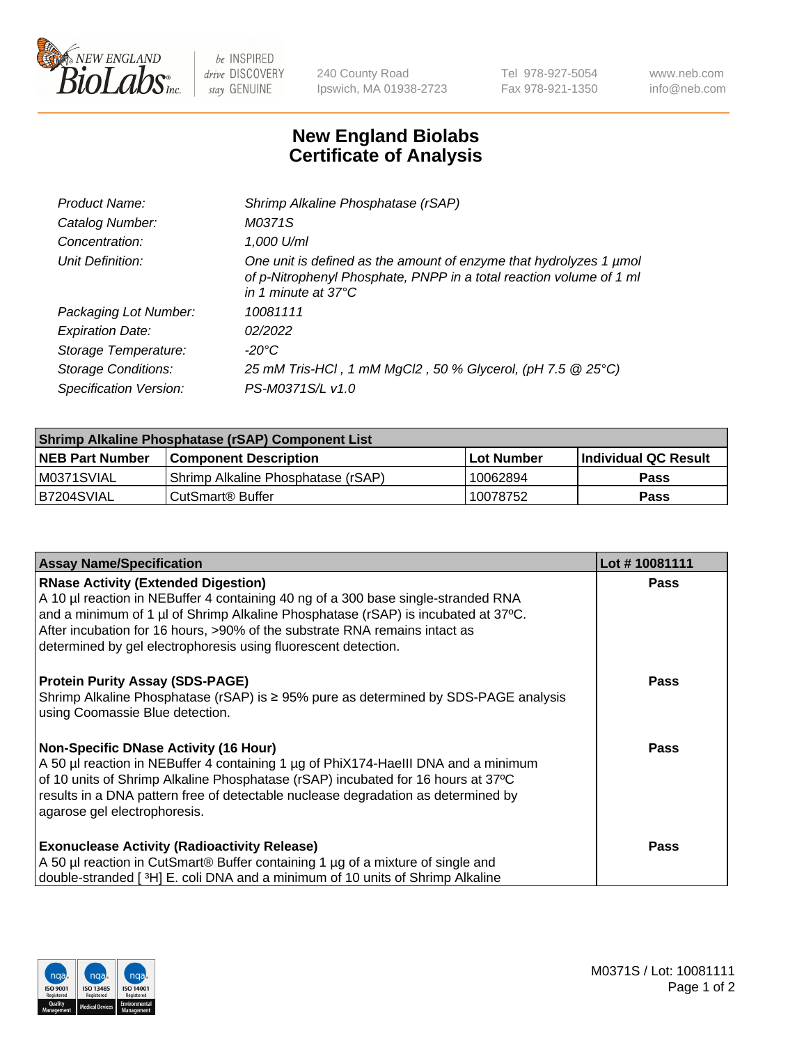# New England Biolabs Certificate of Analysis

| | |
|---|---|
| *Product Name:* | *Shrimp Alkaline Phosphatase (rSAP)* |
| *Catalog Number:* | *M0371S* |
| *Concentration:* | *1,000 U/ml* |
| *Unit Definition:* | *One unit is defined as the amount of enzyme that hydrolyzes 1 µmol of p-Nitrophenyl Phosphate, PNPP in a total reaction volume of 1 ml in 1 minute at 37°C* |
| *Packaging Lot Number:* | *10081111* |
| *Expiration Date:* | *02/2022* |
| *Storage Temperature:* | *-20°C* |
| *Storage Conditions:* | *25 mM Tris-HCl , 1 mM MgCl2 , 50 % Glycerol, (pH 7.5 @ 25°C)* |
| *Specification Version:* | *PS-M0371S/L v1.0* |

| Shrimp Alkaline Phosphatase (rSAP) Component List | | | |
|---|---|---|---|
| **NEB Part Number** | **Component Description** | **Lot Number** | **Individual QC Result** |
| M0371SVIAL | Shrimp Alkaline Phosphatase (rSAP) | 10062894 | **Pass** |
| B7204SVIAL | CutSmart® Buffer | 10078752 | **Pass** |

| Assay Name/Specification | Lot # 10081111 |
|---|---|
| **RNase Activity (Extended Digestion)**<br>A 10 µl reaction in NEBuffer 4 containing 40 ng of a 300 base single-stranded RNA and a minimum of 1 µl of Shrimp Alkaline Phosphatase (rSAP) is incubated at 37ºC. After incubation for 16 hours, >90% of the substrate RNA remains intact as determined by gel electrophoresis using fluorescent detection. | **Pass** |
| **Protein Purity Assay (SDS-PAGE)**<br>Shrimp Alkaline Phosphatase (rSAP) is ≥ 95% pure as determined by SDS-PAGE analysis using Coomassie Blue detection. | **Pass** |
| **Non-Specific DNase Activity (16 Hour)**<br>A 50 µl reaction in NEBuffer 4 containing 1 µg of PhiX174-HaeIII DNA and a minimum of 10 units of Shrimp Alkaline Phosphatase (rSAP) incubated for 16 hours at 37ºC results in a DNA pattern free of detectable nuclease degradation as determined by agarose gel electrophoresis. | **Pass** |
| **Exonuclease Activity (Radioactivity Release)**<br>A 50 µl reaction in CutSmart® Buffer containing 1 µg of a mixture of single and double-stranded [ $^{3}$H] E. coli DNA and a minimum of 10 units of Shrimp Alkaline | **Pass** |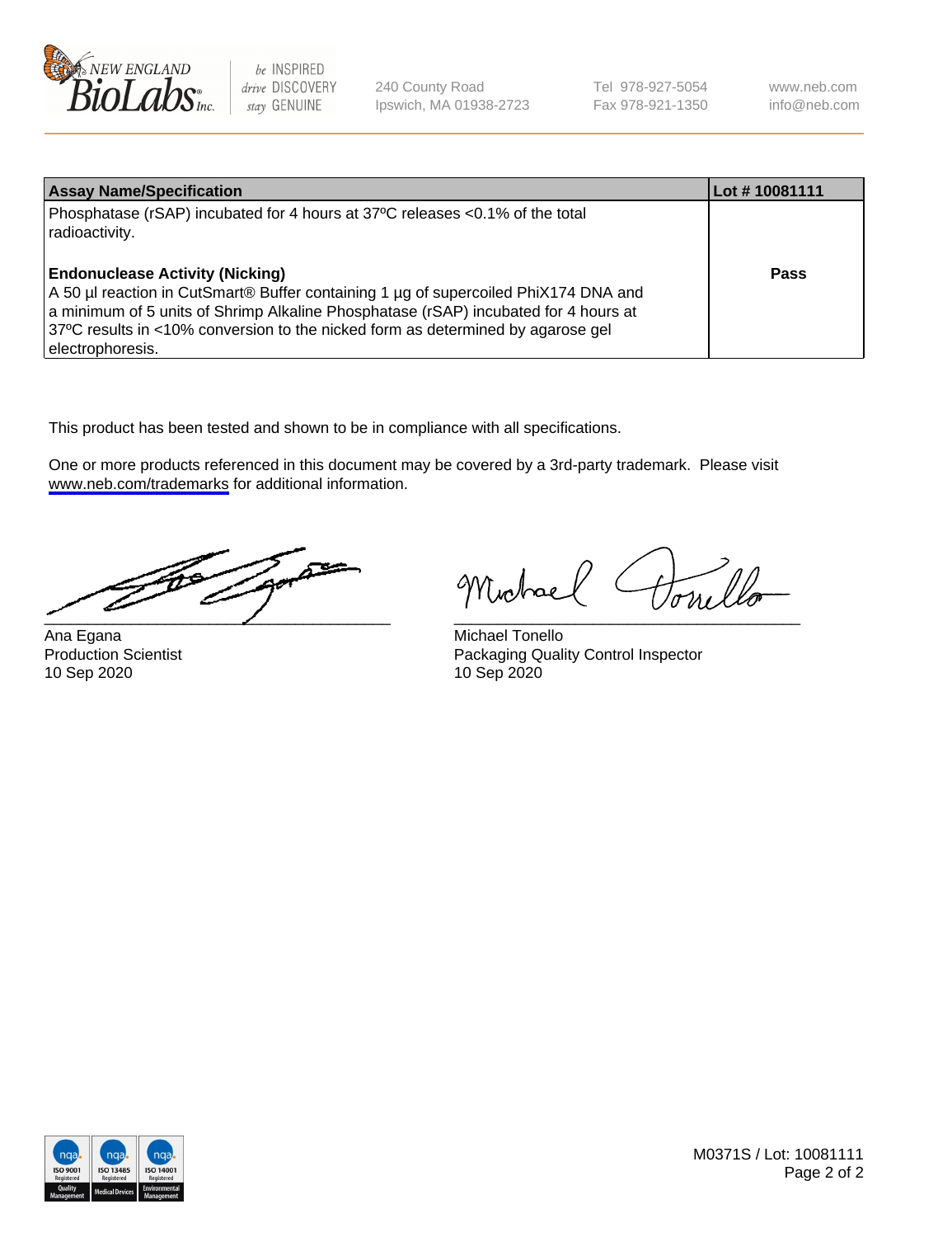NEW ENGLAND BioLabs Inc. — be INSPIRED drive DISCOVERY stay GENUINE

240 County Road
Ipswich, MA 01938-2723

Tel 978-927-5054
Fax 978-921-1350

www.neb.com
info@neb.com

| Assay Name/Specification | Lot # 10081111 |
|---|---|
| Phosphatase (rSAP) incubated for 4 hours at 37ºC releases <0.1% of the total radioactivity. | |
| **Endonuclease Activity (Nicking)**<br>A 50 µl reaction in CutSmart® Buffer containing 1 µg of supercoiled PhiX174 DNA and a minimum of 5 units of Shrimp Alkaline Phosphatase (rSAP) incubated for 4 hours at 37ºC results in <10% conversion to the nicked form as determined by agarose gel electrophoresis. | **Pass** |

This product has been tested and shown to be in compliance with all specifications.

One or more products referenced in this document may be covered by a 3rd-party trademark. Please visit www.neb.com/trademarks for additional information.

Ana Egana
Production Scientist
10 Sep 2020

Michael Tonello
Packaging Quality Control Inspector
10 Sep 2020

M0371S / Lot: 10081111